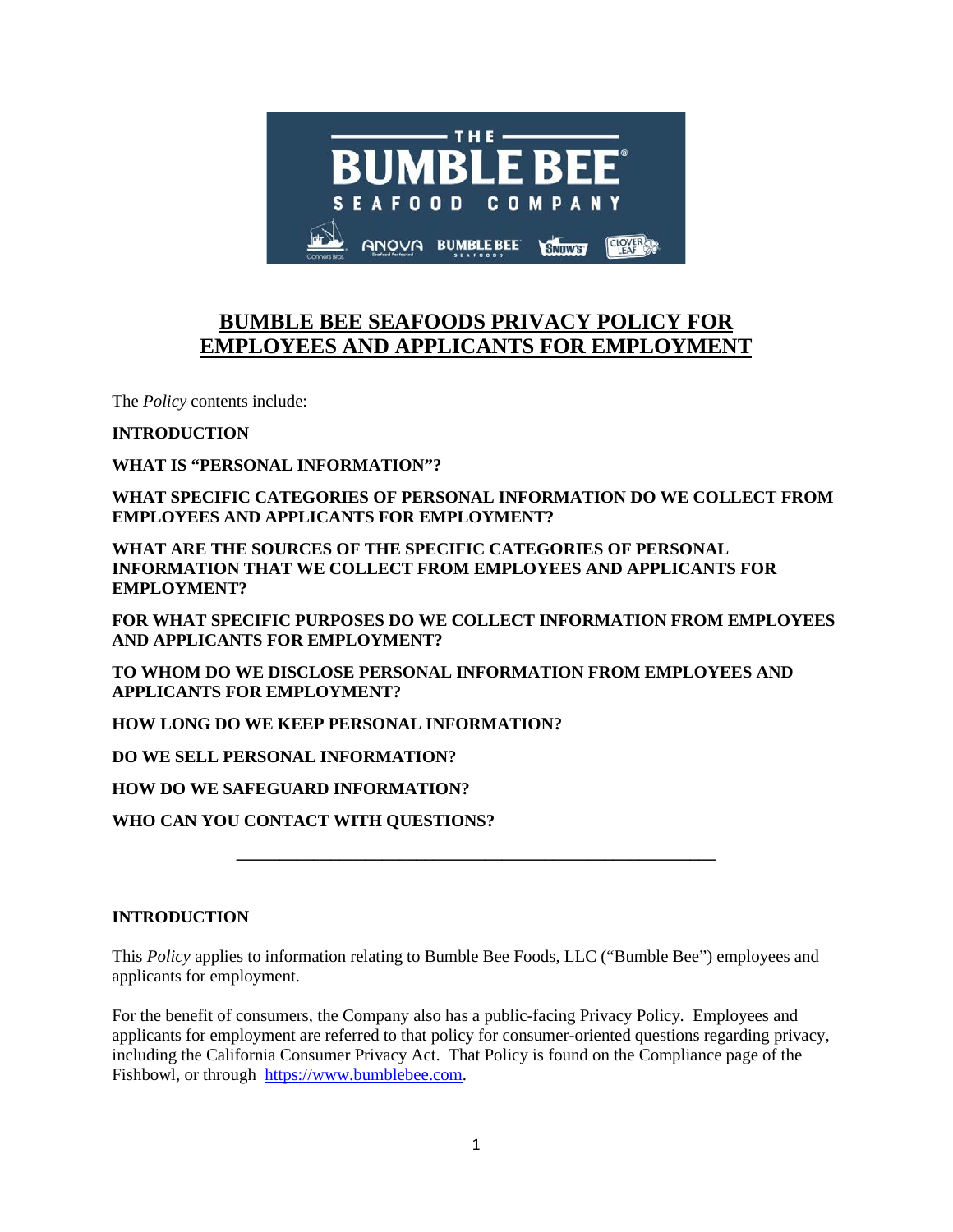# BUMBLE BEE SEAFOODS PRIVACY POLICY FOR EMPLOYEES AND APPLICANTS FOR EMPLOYMENT

The *Policy* contents include:

**INTRODUCTION**

**WHAT IS "PERSONAL INFORMATION"?**

**WHAT SPECIFIC CATEGORIES OF PERSONAL INFORMATION DO WE COLLECT FROM EMPLOYEES AND APPLICANTS FOR EMPLOYMENT?**

**WHAT ARE THE SOURCES OF THE SPECIFIC CATEGORIES OF PERSONAL INFORMATION THAT WE COLLECT FROM EMPLOYEES AND APPLICANTS FOR EMPLOYMENT?**

**FOR WHAT SPECIFIC PURPOSES DO WE COLLECT INFORMATION FROM EMPLOYEES AND APPLICANTS FOR EMPLOYMENT?**

**TO WHOM DO WE DISCLOSE PERSONAL INFORMATION FROM EMPLOYEES AND APPLICANTS FOR EMPLOYMENT?**

**HOW LONG DO WE KEEP PERSONAL INFORMATION?**

**DO WE SELL PERSONAL INFORMATION?**

**HOW DO WE SAFEGUARD INFORMATION?**

**WHO CAN YOU CONTACT WITH QUESTIONS?**

---

## INTRODUCTION

This *Policy* applies to information relating to Bumble Bee Foods, LLC ("Bumble Bee") employees and applicants for employment.

For the benefit of consumers, the Company also has a public-facing Privacy Policy. Employees and applicants for employment are referred to that policy for consumer-oriented questions regarding privacy, including the California Consumer Privacy Act. That Policy is found on the Compliance page of the Fishbowl, or through [https://www.bumblebee.com](https://www.bumblebee.com).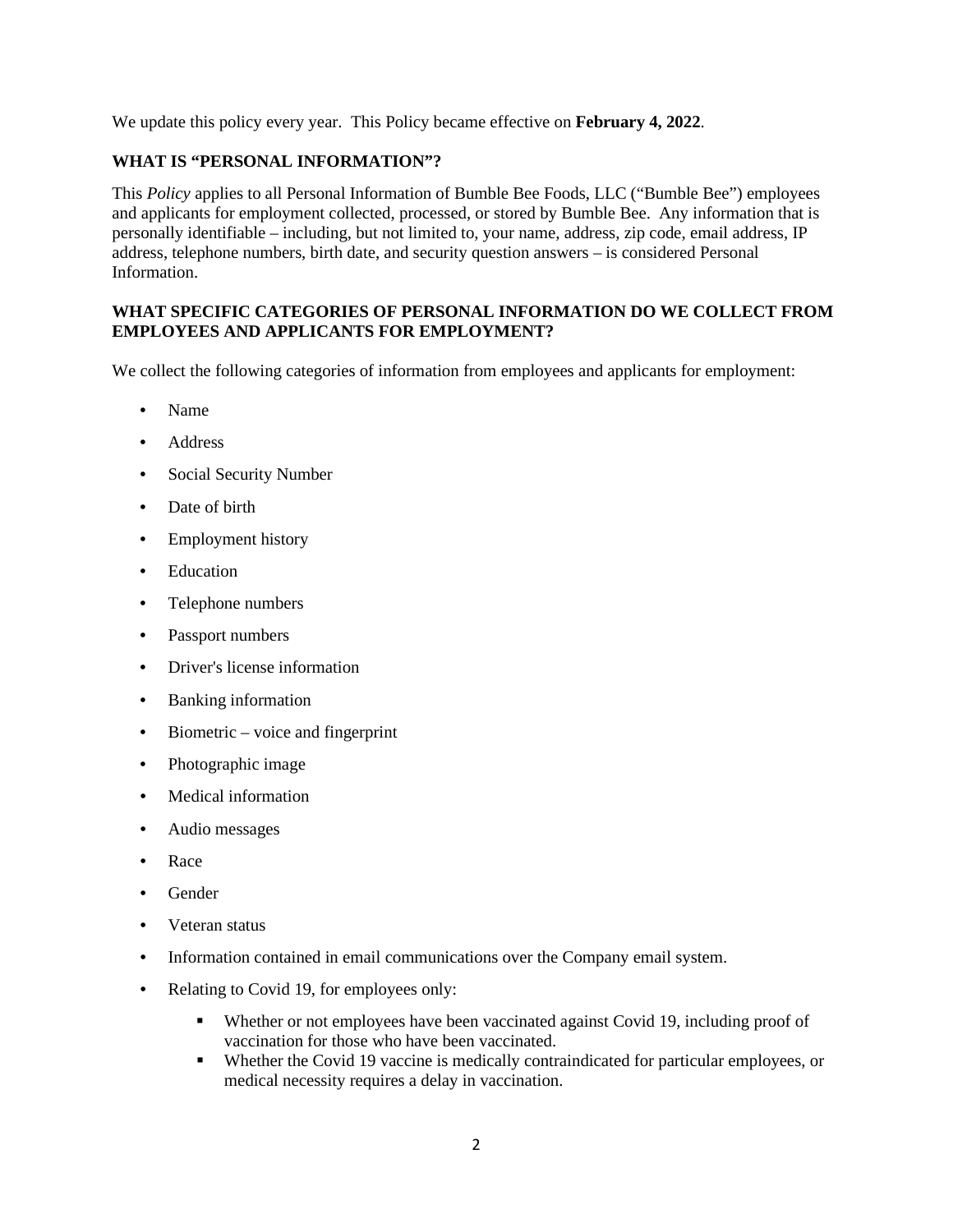We update this policy every year. This Policy became effective on **February 4, 2022**.

## WHAT IS "PERSONAL INFORMATION"?

This *Policy* applies to all Personal Information of Bumble Bee Foods, LLC ("Bumble Bee") employees and applicants for employment collected, processed, or stored by Bumble Bee. Any information that is personally identifiable – including, but not limited to, your name, address, zip code, email address, IP address, telephone numbers, birth date, and security question answers – is considered Personal Information.

## WHAT SPECIFIC CATEGORIES OF PERSONAL INFORMATION DO WE COLLECT FROM EMPLOYEES AND APPLICANTS FOR EMPLOYMENT?

We collect the following categories of information from employees and applicants for employment:

- Name
- Address
- Social Security Number
- Date of birth
- Employment history
- Education
- Telephone numbers
- Passport numbers
- Driver's license information
- Banking information
- Biometric – voice and fingerprint
- Photographic image
- Medical information
- Audio messages
- Race
- Gender
- Veteran status
- Information contained in email communications over the Company email system.
- Relating to Covid 19, for employees only:
  - Whether or not employees have been vaccinated against Covid 19, including proof of vaccination for those who have been vaccinated.
  - Whether the Covid 19 vaccine is medically contraindicated for particular employees, or medical necessity requires a delay in vaccination.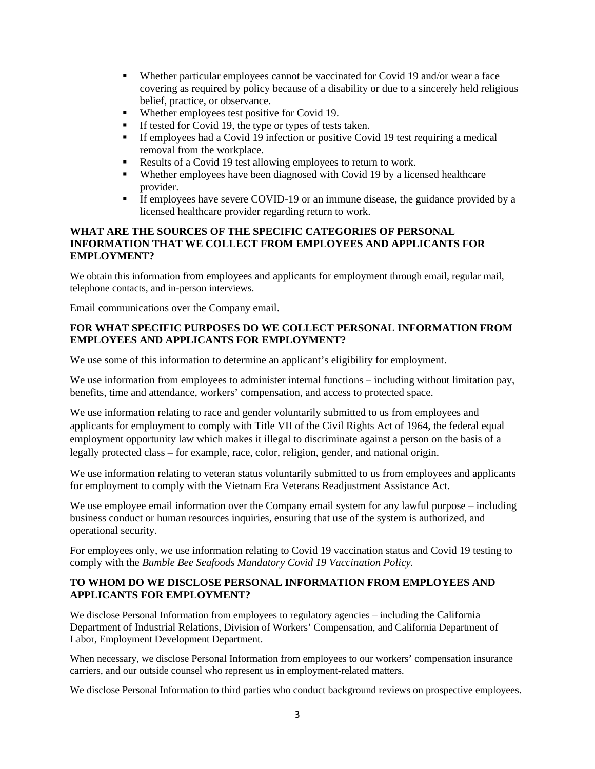- Whether particular employees cannot be vaccinated for Covid 19 and/or wear a face covering as required by policy because of a disability or due to a sincerely held religious belief, practice, or observance.
- Whether employees test positive for Covid 19.
- If tested for Covid 19, the type or types of tests taken.
- If employees had a Covid 19 infection or positive Covid 19 test requiring a medical removal from the workplace.
- Results of a Covid 19 test allowing employees to return to work.
- Whether employees have been diagnosed with Covid 19 by a licensed healthcare provider.
- If employees have severe COVID-19 or an immune disease, the guidance provided by a licensed healthcare provider regarding return to work.

### WHAT ARE THE SOURCES OF THE SPECIFIC CATEGORIES OF PERSONAL INFORMATION THAT WE COLLECT FROM EMPLOYEES AND APPLICANTS FOR EMPLOYMENT?

We obtain this information from employees and applicants for employment through email, regular mail, telephone contacts, and in-person interviews.

Email communications over the Company email.

### FOR WHAT SPECIFIC PURPOSES DO WE COLLECT PERSONAL INFORMATION FROM EMPLOYEES AND APPLICANTS FOR EMPLOYMENT?

We use some of this information to determine an applicant's eligibility for employment.

We use information from employees to administer internal functions – including without limitation pay, benefits, time and attendance, workers' compensation, and access to protected space.

We use information relating to race and gender voluntarily submitted to us from employees and applicants for employment to comply with Title VII of the Civil Rights Act of 1964, the federal equal employment opportunity law which makes it illegal to discriminate against a person on the basis of a legally protected class – for example, race, color, religion, gender, and national origin.

We use information relating to veteran status voluntarily submitted to us from employees and applicants for employment to comply with the Vietnam Era Veterans Readjustment Assistance Act.

We use employee email information over the Company email system for any lawful purpose – including business conduct or human resources inquiries, ensuring that use of the system is authorized, and operational security.

For employees only, we use information relating to Covid 19 vaccination status and Covid 19 testing to comply with the *Bumble Bee Seafoods Mandatory Covid 19 Vaccination Policy.*

### TO WHOM DO WE DISCLOSE PERSONAL INFORMATION FROM EMPLOYEES AND APPLICANTS FOR EMPLOYMENT?

We disclose Personal Information from employees to regulatory agencies – including the California Department of Industrial Relations, Division of Workers' Compensation, and California Department of Labor, Employment Development Department.

When necessary, we disclose Personal Information from employees to our workers' compensation insurance carriers, and our outside counsel who represent us in employment-related matters.

We disclose Personal Information to third parties who conduct background reviews on prospective employees.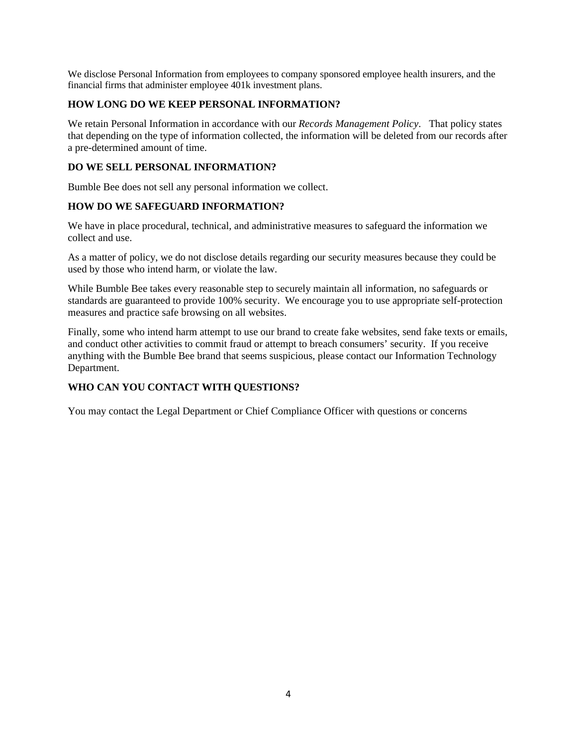We disclose Personal Information from employees to company sponsored employee health insurers, and the financial firms that administer employee 401k investment plans.

**HOW LONG DO WE KEEP PERSONAL INFORMATION?**

We retain Personal Information in accordance with our *Records Management Policy*. That policy states that depending on the type of information collected, the information will be deleted from our records after a pre-determined amount of time.

**DO WE SELL PERSONAL INFORMATION?**

Bumble Bee does not sell any personal information we collect.

**HOW DO WE SAFEGUARD INFORMATION?**

We have in place procedural, technical, and administrative measures to safeguard the information we collect and use.

As a matter of policy, we do not disclose details regarding our security measures because they could be used by those who intend harm, or violate the law.

While Bumble Bee takes every reasonable step to securely maintain all information, no safeguards or standards are guaranteed to provide 100% security. We encourage you to use appropriate self-protection measures and practice safe browsing on all websites.

Finally, some who intend harm attempt to use our brand to create fake websites, send fake texts or emails, and conduct other activities to commit fraud or attempt to breach consumers' security. If you receive anything with the Bumble Bee brand that seems suspicious, please contact our Information Technology Department.

**WHO CAN YOU CONTACT WITH QUESTIONS?**

You may contact the Legal Department or Chief Compliance Officer with questions or concerns